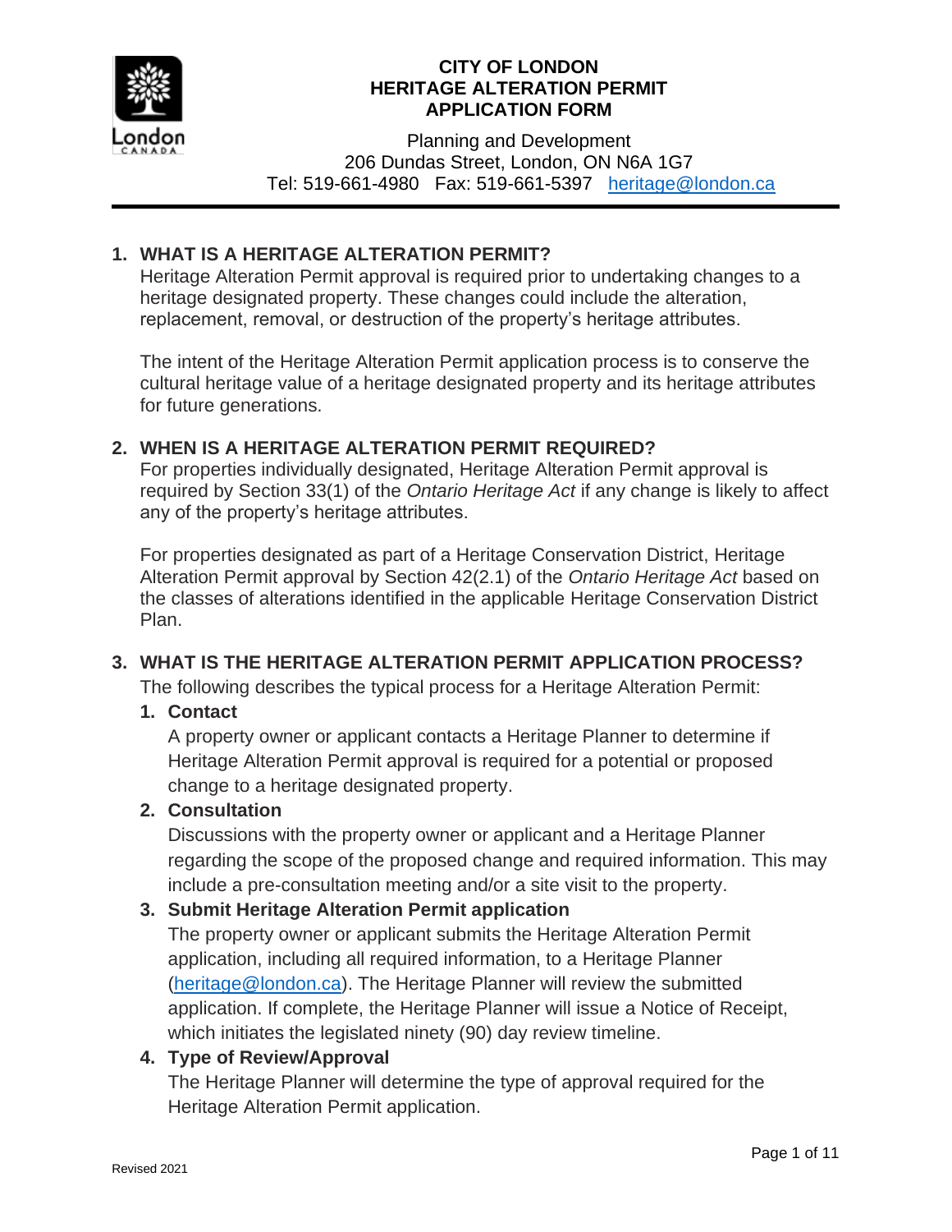# CITY OF LONDON
# HERITAGE ALTERATION PERMIT
# APPLICATION FORM

Planning and Development
206 Dundas Street, London, ON N6A 1G7
Tel: 519-661-4980 Fax: 519-661-5397 heritage@london.ca

## 1. WHAT IS A HERITAGE ALTERATION PERMIT?

Heritage Alteration Permit approval is required prior to undertaking changes to a heritage designated property. These changes could include the alteration, replacement, removal, or destruction of the property's heritage attributes.

The intent of the Heritage Alteration Permit application process is to conserve the cultural heritage value of a heritage designated property and its heritage attributes for future generations.

## 2. WHEN IS A HERITAGE ALTERATION PERMIT REQUIRED?

For properties individually designated, Heritage Alteration Permit approval is required by Section 33(1) of the *Ontario Heritage Act* if any change is likely to affect any of the property's heritage attributes.

For properties designated as part of a Heritage Conservation District, Heritage Alteration Permit approval by Section 42(2.1) of the *Ontario Heritage Act* based on the classes of alterations identified in the applicable Heritage Conservation District Plan.

## 3. WHAT IS THE HERITAGE ALTERATION PERMIT APPLICATION PROCESS?

The following describes the typical process for a Heritage Alteration Permit:

1. **Contact**
   A property owner or applicant contacts a Heritage Planner to determine if Heritage Alteration Permit approval is required for a potential or proposed change to a heritage designated property.
2. **Consultation**
   Discussions with the property owner or applicant and a Heritage Planner regarding the scope of the proposed change and required information. This may include a pre-consultation meeting and/or a site visit to the property.
3. **Submit Heritage Alteration Permit application**
   The property owner or applicant submits the Heritage Alteration Permit application, including all required information, to a Heritage Planner (heritage@london.ca). The Heritage Planner will review the submitted application. If complete, the Heritage Planner will issue a Notice of Receipt, which initiates the legislated ninety (90) day review timeline.
4. **Type of Review/Approval**
   The Heritage Planner will determine the type of approval required for the Heritage Alteration Permit application.

Revised 2021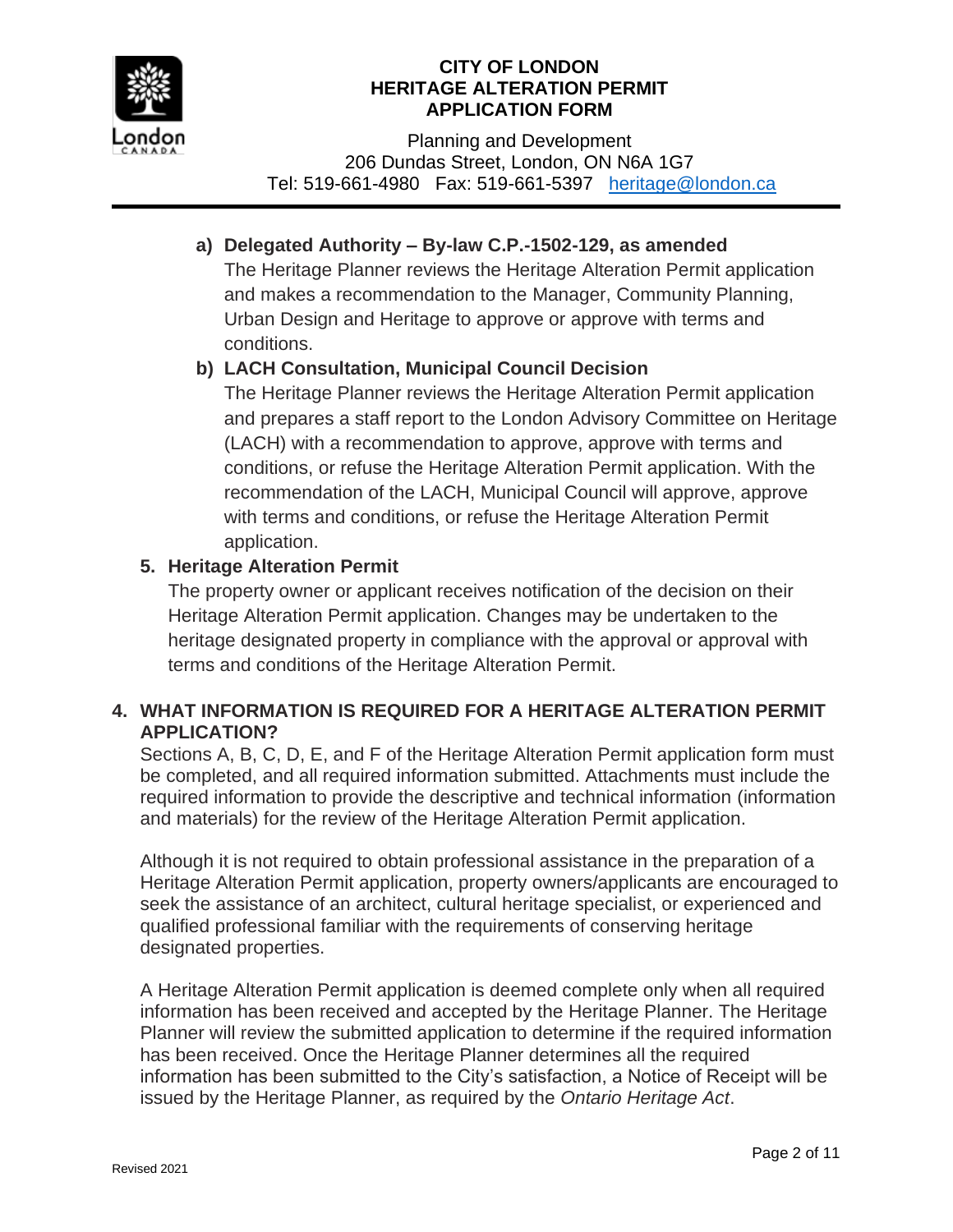a) **Delegated Authority – By-law C.P.-1502-129, as amended**
   The Heritage Planner reviews the Heritage Alteration Permit application and makes a recommendation to the Manager, Community Planning, Urban Design and Heritage to approve or approve with terms and conditions.

b) **LACH Consultation, Municipal Council Decision**
   The Heritage Planner reviews the Heritage Alteration Permit application and prepares a staff report to the London Advisory Committee on Heritage (LACH) with a recommendation to approve, approve with terms and conditions, or refuse the Heritage Alteration Permit application. With the recommendation of the LACH, Municipal Council will approve, approve with terms and conditions, or refuse the Heritage Alteration Permit application.

5. **Heritage Alteration Permit**
   The property owner or applicant receives notification of the decision on their Heritage Alteration Permit application. Changes may be undertaken to the heritage designated property in compliance with the approval or approval with terms and conditions of the Heritage Alteration Permit.

## 4. WHAT INFORMATION IS REQUIRED FOR A HERITAGE ALTERATION PERMIT APPLICATION?

Sections A, B, C, D, E, and F of the Heritage Alteration Permit application form must be completed, and all required information submitted. Attachments must include the required information to provide the descriptive and technical information (information and materials) for the review of the Heritage Alteration Permit application.

Although it is not required to obtain professional assistance in the preparation of a Heritage Alteration Permit application, property owners/applicants are encouraged to seek the assistance of an architect, cultural heritage specialist, or experienced and qualified professional familiar with the requirements of conserving heritage designated properties.

A Heritage Alteration Permit application is deemed complete only when all required information has been received and accepted by the Heritage Planner. The Heritage Planner will review the submitted application to determine if the required information has been received. Once the Heritage Planner determines all the required information has been submitted to the City's satisfaction, a Notice of Receipt will be issued by the Heritage Planner, as required by the *Ontario Heritage Act*.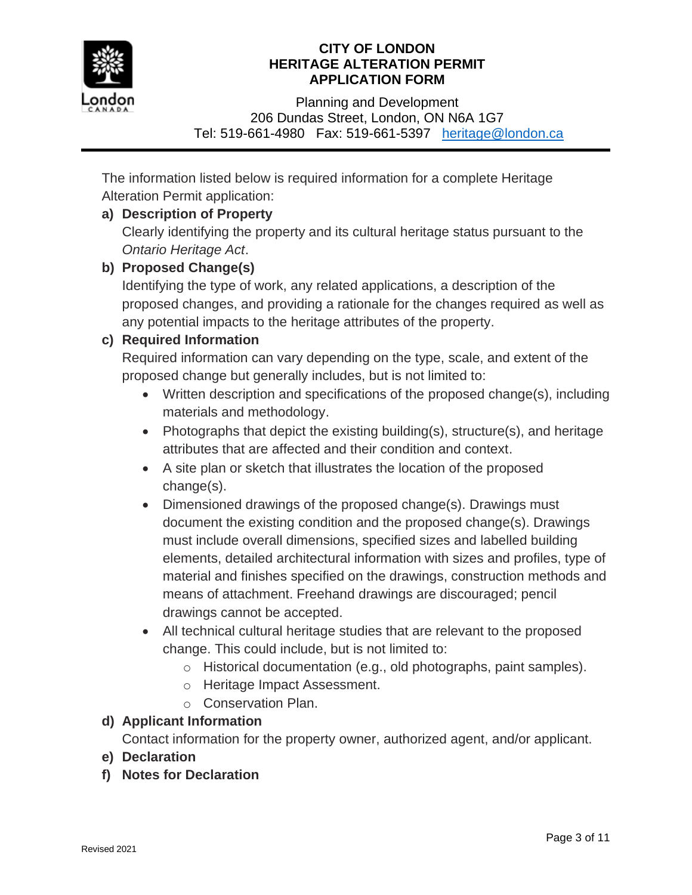The information listed below is required information for a complete Heritage Alteration Permit application:

**a) Description of Property**

Clearly identifying the property and its cultural heritage status pursuant to the *Ontario Heritage Act*.

**b) Proposed Change(s)**

Identifying the type of work, any related applications, a description of the proposed changes, and providing a rationale for the changes required as well as any potential impacts to the heritage attributes of the property.

**c) Required Information**

Required information can vary depending on the type, scale, and extent of the proposed change but generally includes, but is not limited to:

- Written description and specifications of the proposed change(s), including materials and methodology.
- Photographs that depict the existing building(s), structure(s), and heritage attributes that are affected and their condition and context.
- A site plan or sketch that illustrates the location of the proposed change(s).
- Dimensioned drawings of the proposed change(s). Drawings must document the existing condition and the proposed change(s). Drawings must include overall dimensions, specified sizes and labelled building elements, detailed architectural information with sizes and profiles, type of material and finishes specified on the drawings, construction methods and means of attachment. Freehand drawings are discouraged; pencil drawings cannot be accepted.
- All technical cultural heritage studies that are relevant to the proposed change. This could include, but is not limited to:
  - Historical documentation (e.g., old photographs, paint samples).
  - Heritage Impact Assessment.
  - Conservation Plan.

**d) Applicant Information**

Contact information for the property owner, authorized agent, and/or applicant.

**e) Declaration**

**f) Notes for Declaration**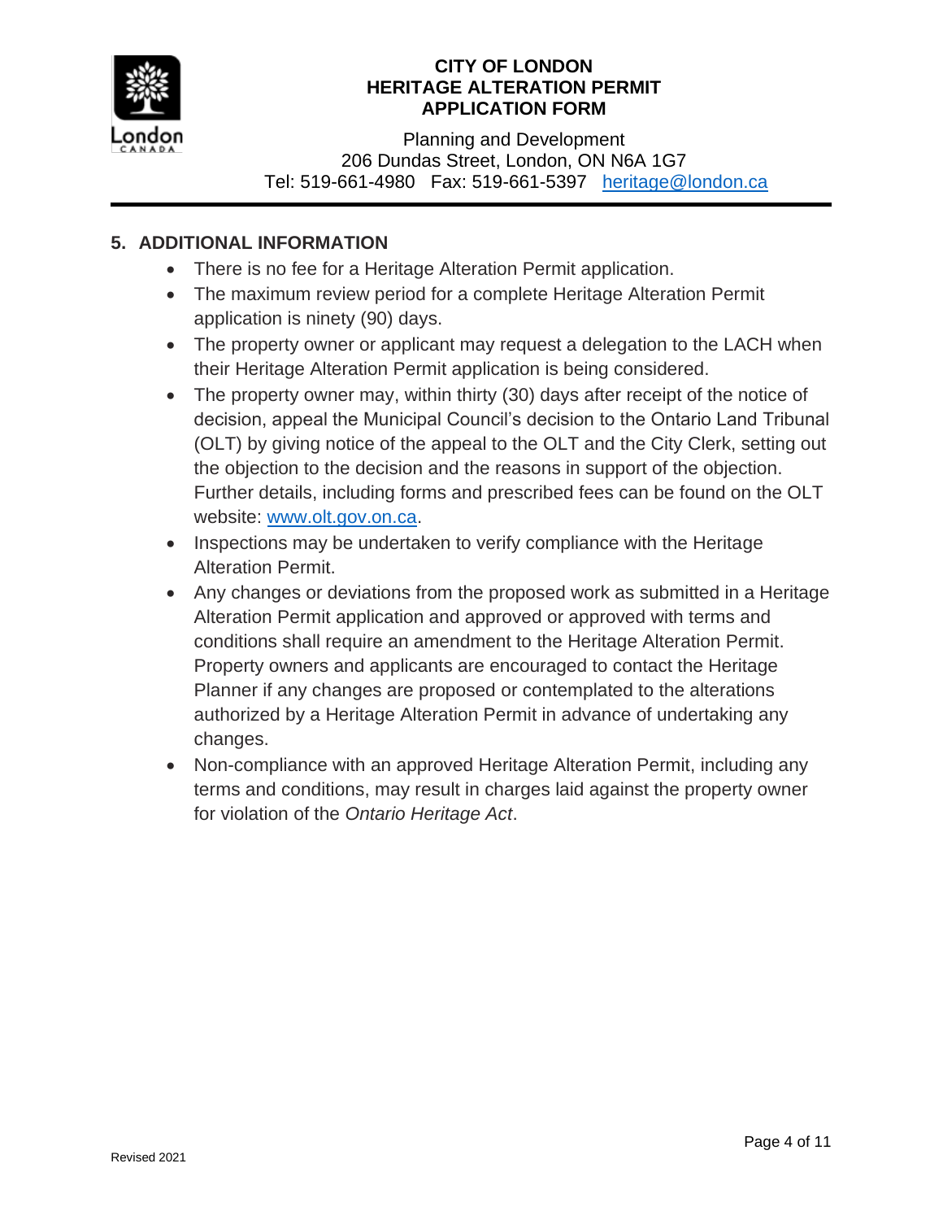## 5. ADDITIONAL INFORMATION

- There is no fee for a Heritage Alteration Permit application.
- The maximum review period for a complete Heritage Alteration Permit application is ninety (90) days.
- The property owner or applicant may request a delegation to the LACH when their Heritage Alteration Permit application is being considered.
- The property owner may, within thirty (30) days after receipt of the notice of decision, appeal the Municipal Council's decision to the Ontario Land Tribunal (OLT) by giving notice of the appeal to the OLT and the City Clerk, setting out the objection to the decision and the reasons in support of the objection. Further details, including forms and prescribed fees can be found on the OLT website: [www.olt.gov.on.ca](http://www.olt.gov.on.ca).
- Inspections may be undertaken to verify compliance with the Heritage Alteration Permit.
- Any changes or deviations from the proposed work as submitted in a Heritage Alteration Permit application and approved or approved with terms and conditions shall require an amendment to the Heritage Alteration Permit. Property owners and applicants are encouraged to contact the Heritage Planner if any changes are proposed or contemplated to the alterations authorized by a Heritage Alteration Permit in advance of undertaking any changes.
- Non-compliance with an approved Heritage Alteration Permit, including any terms and conditions, may result in charges laid against the property owner for violation of the *Ontario Heritage Act*.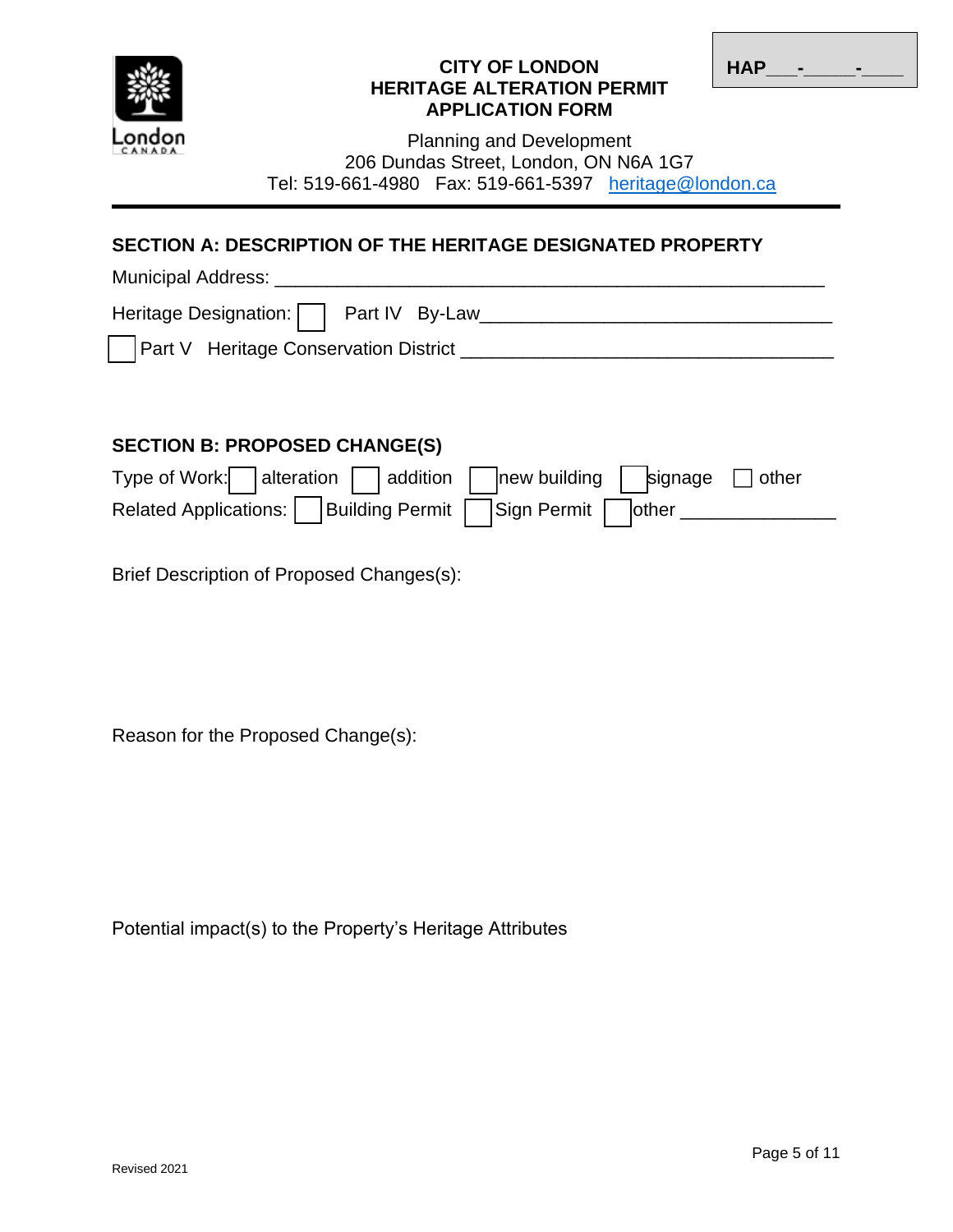**CITY OF LONDON**
**HERITAGE ALTERATION PERMIT**
**APPLICATION FORM**

**HAP___-_____-____**

Planning and Development
206 Dundas Street, London, ON N6A 1G7
Tel: 519-661-4980 Fax: 519-661-5397 heritage@london.ca

## SECTION A: DESCRIPTION OF THE HERITAGE DESIGNATED PROPERTY

Municipal Address: ____________________________________________________

Heritage Designation: ☐ Part IV By-Law_________________________________

☐ Part V Heritage Conservation District ___________________________________

## SECTION B: PROPOSED CHANGE(S)

Type of Work: ☐ alteration ☐ addition ☐ new building ☐ signage ☐ other

Related Applications: ☐ Building Permit ☐ Sign Permit ☐ other ______________

Brief Description of Proposed Changes(s):

Reason for the Proposed Change(s):

Potential impact(s) to the Property's Heritage Attributes

Revised 2021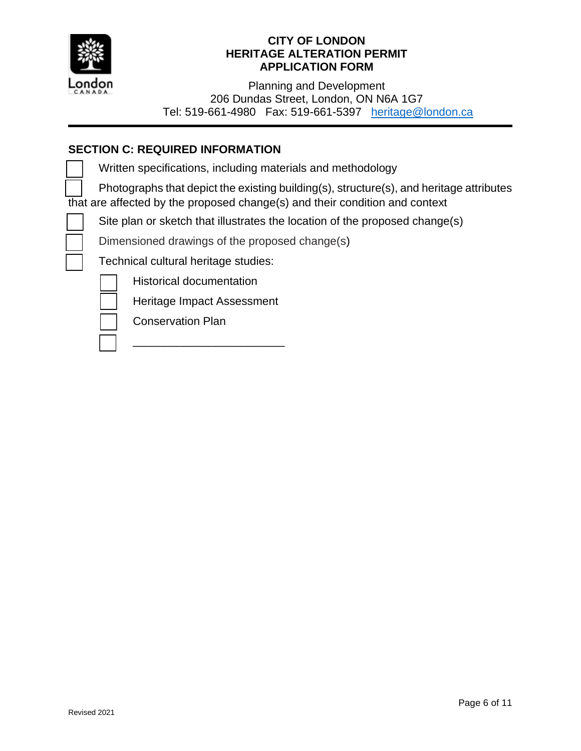**CITY OF LONDON**
**HERITAGE ALTERATION PERMIT**
**APPLICATION FORM**

Planning and Development
206 Dundas Street, London, ON N6A 1G7
Tel: 519-661-4980 Fax: 519-661-5397 heritage@london.ca

## SECTION C: REQUIRED INFORMATION

- [ ] Written specifications, including materials and methodology
- [ ] Photographs that depict the existing building(s), structure(s), and heritage attributes that are affected by the proposed change(s) and their condition and context
- [ ] Site plan or sketch that illustrates the location of the proposed change(s)
- [ ] Dimensioned drawings of the proposed change(s)
- [ ] Technical cultural heritage studies:
  - [ ] Historical documentation
  - [ ] Heritage Impact Assessment
  - [ ] Conservation Plan
  - [ ] ________________________

Revised 2021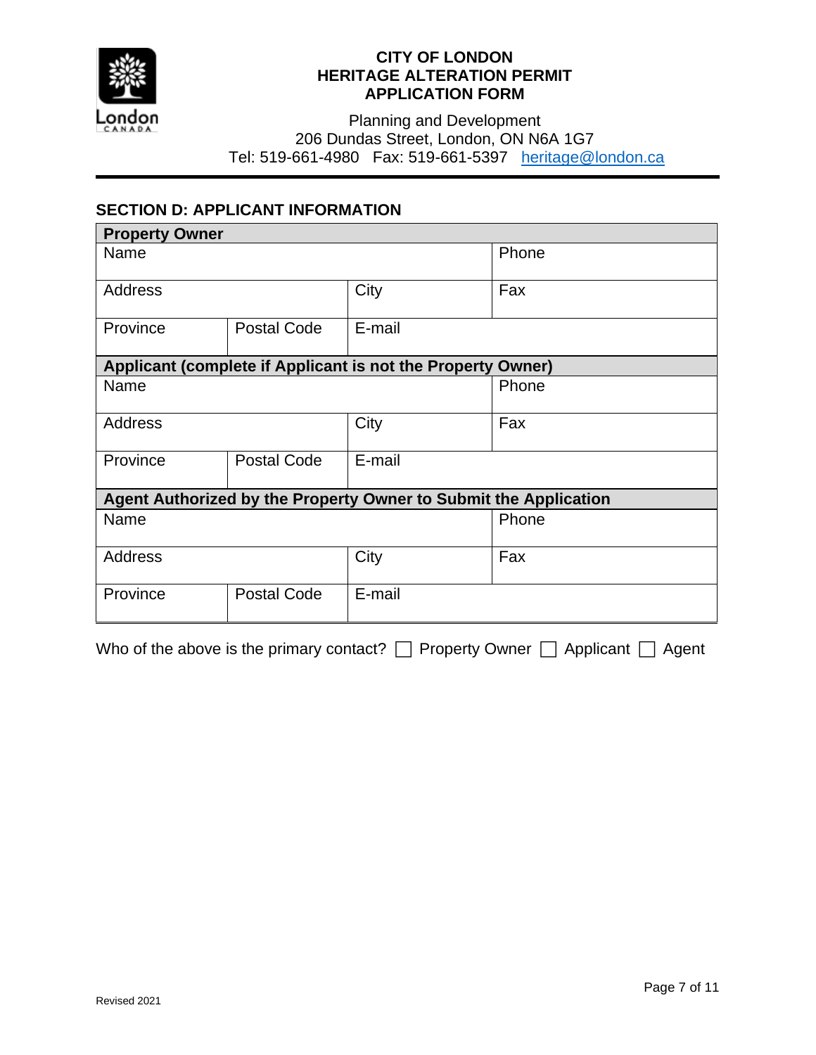**CITY OF LONDON**
**HERITAGE ALTERATION PERMIT**
**APPLICATION FORM**

Planning and Development
206 Dundas Street, London, ON N6A 1G7
Tel: 519-661-4980 Fax: 519-661-5397 heritage@london.ca

## SECTION D: APPLICANT INFORMATION

| **Property Owner** | | | |
|---|---|---|---|
| Name | | | Phone |
| Address | | City | Fax |
| Province | Postal Code | E-mail | |
| **Applicant (complete if Applicant is not the Property Owner)** | | | |
| Name | | | Phone |
| Address | | City | Fax |
| Province | Postal Code | E-mail | |
| **Agent Authorized by the Property Owner to Submit the Application** | | | |
| Name | | | Phone |
| Address | | City | Fax |
| Province | Postal Code | E-mail | |

Who of the above is the primary contact? ☐ Property Owner ☐ Applicant ☐ Agent

Revised 2021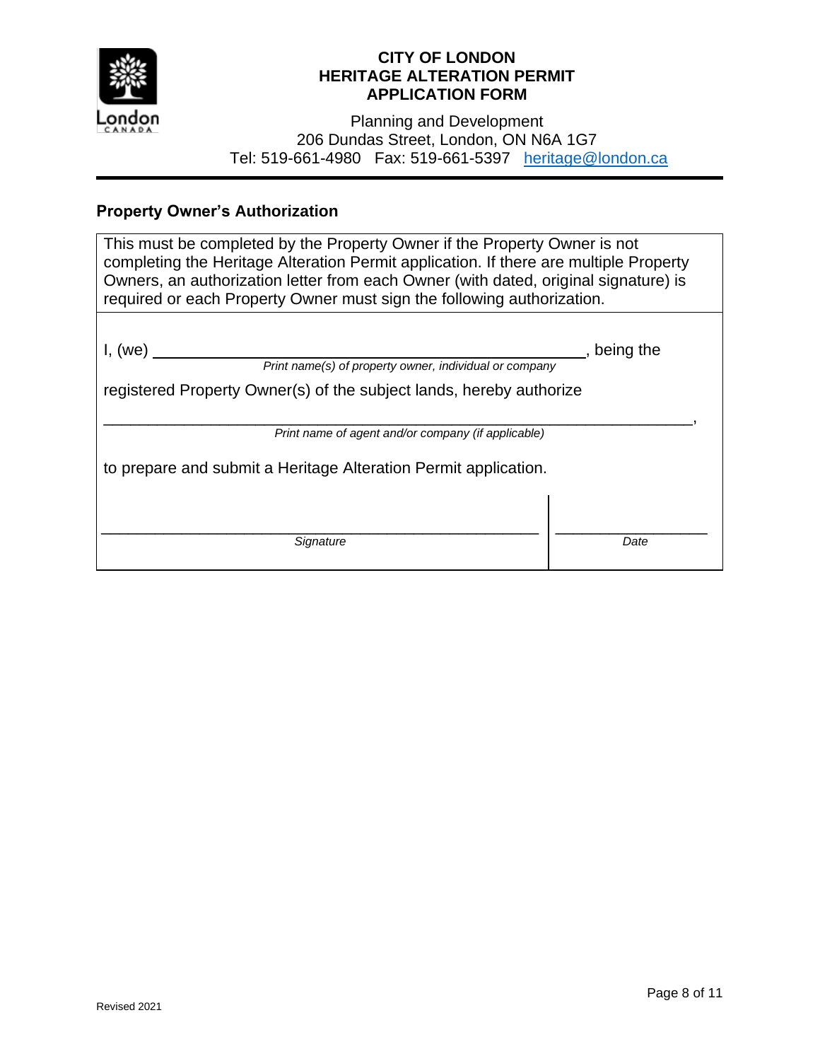**CITY OF LONDON**
**HERITAGE ALTERATION PERMIT**
**APPLICATION FORM**

Planning and Development
206 Dundas Street, London, ON N6A 1G7
Tel: 519-661-4980 Fax: 519-661-5397 heritage@london.ca

## Property Owner's Authorization

This must be completed by the Property Owner if the Property Owner is not completing the Heritage Alteration Permit application. If there are multiple Property Owners, an authorization letter from each Owner (with dated, original signature) is required or each Property Owner must sign the following authorization.

I, (we) ______________________________________________, being the
*Print name(s) of property owner, individual or company*

registered Property Owner(s) of the subject lands, hereby authorize

_____________________________________________________________,
*Print name of agent and/or company (if applicable)*

to prepare and submit a Heritage Alteration Permit application.

| _______________________________ | _______________ |
|---|---|
| *Signature* | *Date* |

Revised 2021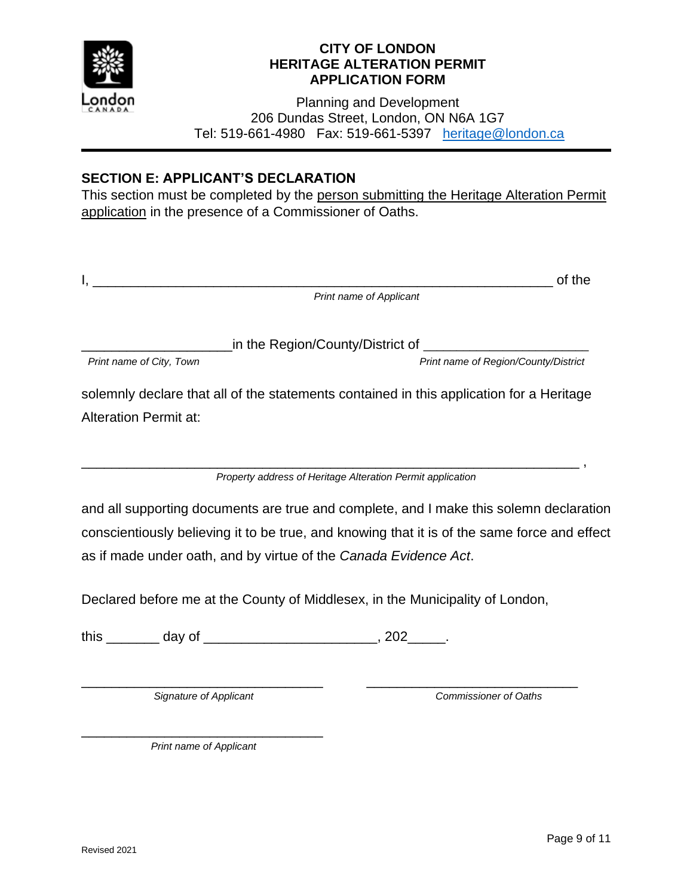**CITY OF LONDON**
**HERITAGE ALTERATION PERMIT**
**APPLICATION FORM**

Planning and Development
206 Dundas Street, London, ON N6A 1G7
Tel: 519-661-4980 Fax: 519-661-5397 heritage@london.ca

## SECTION E: APPLICANT'S DECLARATION

This section must be completed by the person submitting the Heritage Alteration Permit application in the presence of a Commissioner of Oaths.

I, \_\_\_\_\_\_\_\_\_\_\_\_\_\_\_\_\_\_\_\_\_\_\_\_\_\_\_\_\_\_\_\_\_\_\_\_\_\_\_\_\_\_\_\_\_\_\_\_\_\_\_\_\_\_\_\_\_\_\_\_ of the
*Print name of Applicant*

\_\_\_\_\_\_\_\_\_\_\_\_\_\_\_\_\_\_\_\_ in the Region/County/District of \_\_\_\_\_\_\_\_\_\_\_\_\_\_\_\_\_\_\_\_\_\_
*Print name of City, Town* *Print name of Region/County/District*

solemnly declare that all of the statements contained in this application for a Heritage Alteration Permit at:

\_\_\_\_\_\_\_\_\_\_\_\_\_\_\_\_\_\_\_\_\_\_\_\_\_\_\_\_\_\_\_\_\_\_\_\_\_\_\_\_\_\_\_\_\_\_\_\_\_\_\_\_\_\_\_\_\_\_\_\_\_\_\_\_ ,
*Property address of Heritage Alteration Permit application*

and all supporting documents are true and complete, and I make this solemn declaration conscientiously believing it to be true, and knowing that it is of the same force and effect as if made under oath, and by virtue of the *Canada Evidence Act*.

Declared before me at the County of Middlesex, in the Municipality of London,

this \_\_\_\_\_\_\_ day of \_\_\_\_\_\_\_\_\_\_\_\_\_\_\_\_\_\_\_\_\_\_, 202\_\_\_\_\_.

\_\_\_\_\_\_\_\_\_\_\_\_\_\_\_\_\_\_\_\_\_\_\_\_\_\_\_\_\_\_\_\_\_\_ \_\_\_\_\_\_\_\_\_\_\_\_\_\_\_\_\_\_\_\_\_\_\_\_\_\_\_\_\_\_
*Signature of Applicant* *Commissioner of Oaths*

\_\_\_\_\_\_\_\_\_\_\_\_\_\_\_\_\_\_\_\_\_\_\_\_\_\_\_\_\_\_\_\_\_\_
*Print name of Applicant*

Revised 2021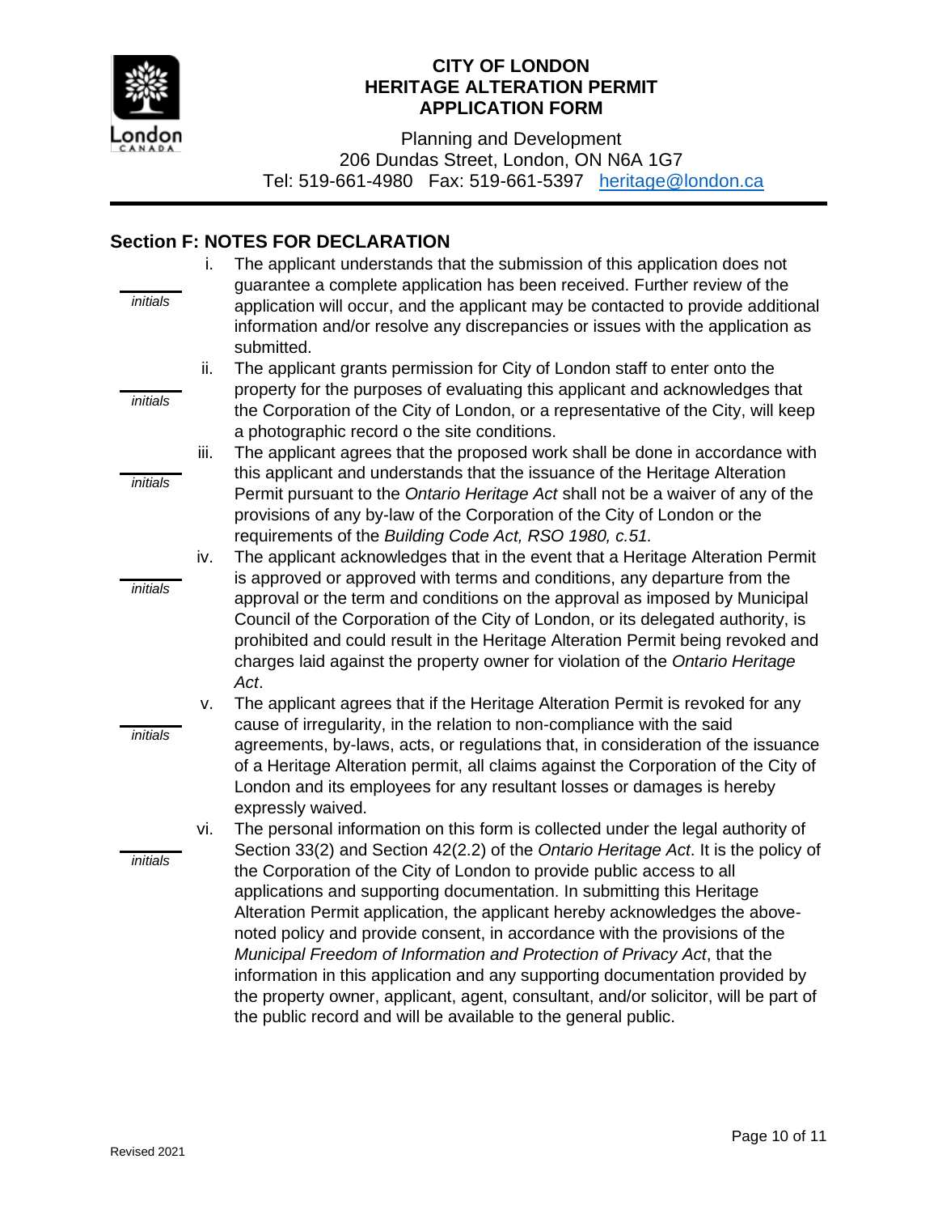**CITY OF LONDON**
**HERITAGE ALTERATION PERMIT**
**APPLICATION FORM**

Planning and Development
206 Dundas Street, London, ON N6A 1G7
Tel: 519-661-4980 Fax: 519-661-5397 heritage@london.ca

## Section F: NOTES FOR DECLARATION

\_\_\_\_\_\_ *initials*

i. The applicant understands that the submission of this application does not guarantee a complete application has been received. Further review of the application will occur, and the applicant may be contacted to provide additional information and/or resolve any discrepancies or issues with the application as submitted.

\_\_\_\_\_\_ *initials*

ii. The applicant grants permission for City of London staff to enter onto the property for the purposes of evaluating this applicant and acknowledges that the Corporation of the City of London, or a representative of the City, will keep a photographic record o the site conditions.

\_\_\_\_\_\_ *initials*

iii. The applicant agrees that the proposed work shall be done in accordance with this applicant and understands that the issuance of the Heritage Alteration Permit pursuant to the *Ontario Heritage Act* shall not be a waiver of any of the provisions of any by-law of the Corporation of the City of London or the requirements of the *Building Code Act, RSO 1980, c.51.*

\_\_\_\_\_\_ *initials*

iv. The applicant acknowledges that in the event that a Heritage Alteration Permit is approved or approved with terms and conditions, any departure from the approval or the term and conditions on the approval as imposed by Municipal Council of the Corporation of the City of London, or its delegated authority, is prohibited and could result in the Heritage Alteration Permit being revoked and charges laid against the property owner for violation of the *Ontario Heritage Act*.

\_\_\_\_\_\_ *initials*

v. The applicant agrees that if the Heritage Alteration Permit is revoked for any cause of irregularity, in the relation to non-compliance with the said agreements, by-laws, acts, or regulations that, in consideration of the issuance of a Heritage Alteration permit, all claims against the Corporation of the City of London and its employees for any resultant losses or damages is hereby expressly waived.

\_\_\_\_\_\_ *initials*

vi. The personal information on this form is collected under the legal authority of Section 33(2) and Section 42(2.2) of the *Ontario Heritage Act*. It is the policy of the Corporation of the City of London to provide public access to all applications and supporting documentation. In submitting this Heritage Alteration Permit application, the applicant hereby acknowledges the above-noted policy and provide consent, in accordance with the provisions of the *Municipal Freedom of Information and Protection of Privacy Act*, that the information in this application and any supporting documentation provided by the property owner, applicant, agent, consultant, and/or solicitor, will be part of the public record and will be available to the general public.

Revised 2021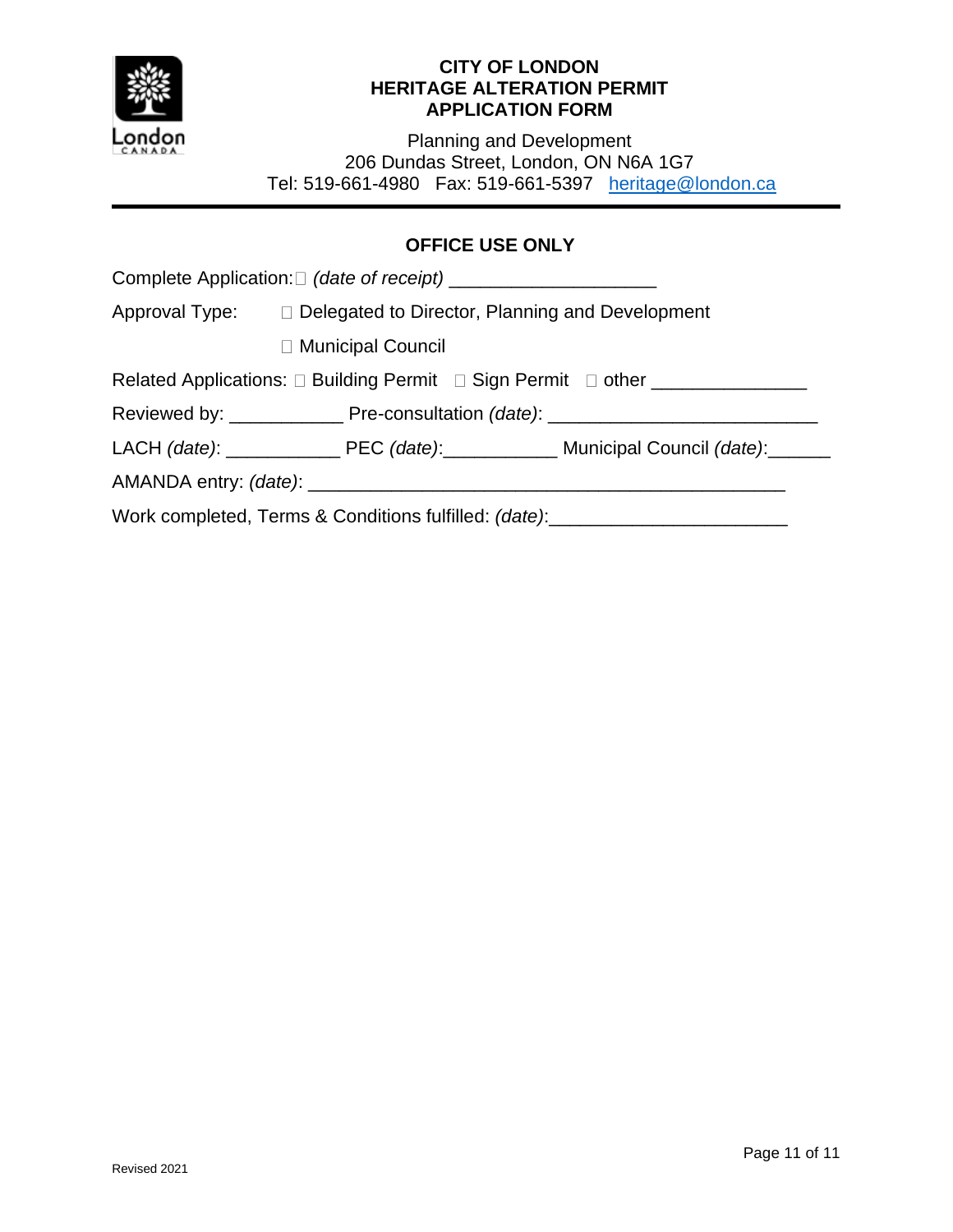**CITY OF LONDON**
**HERITAGE ALTERATION PERMIT**
**APPLICATION FORM**

Planning and Development
206 Dundas Street, London, ON N6A 1G7
Tel: 519-661-4980 Fax: 519-661-5397 heritage@london.ca

## OFFICE USE ONLY

Complete Application: ☐ *(date of receipt)* ____________________

Approval Type: ☐ Delegated to Director, Planning and Development

☐ Municipal Council

Related Applications: ☐ Building Permit ☐ Sign Permit ☐ other _______________

Reviewed by: ___________ Pre-consultation *(date)*: __________________________

LACH *(date)*: ___________ PEC *(date)*:___________ Municipal Council *(date)*:______

AMANDA entry: *(date)*: ______________________________________________

Work completed, Terms & Conditions fulfilled: *(date)*:_______________________

Revised 2021